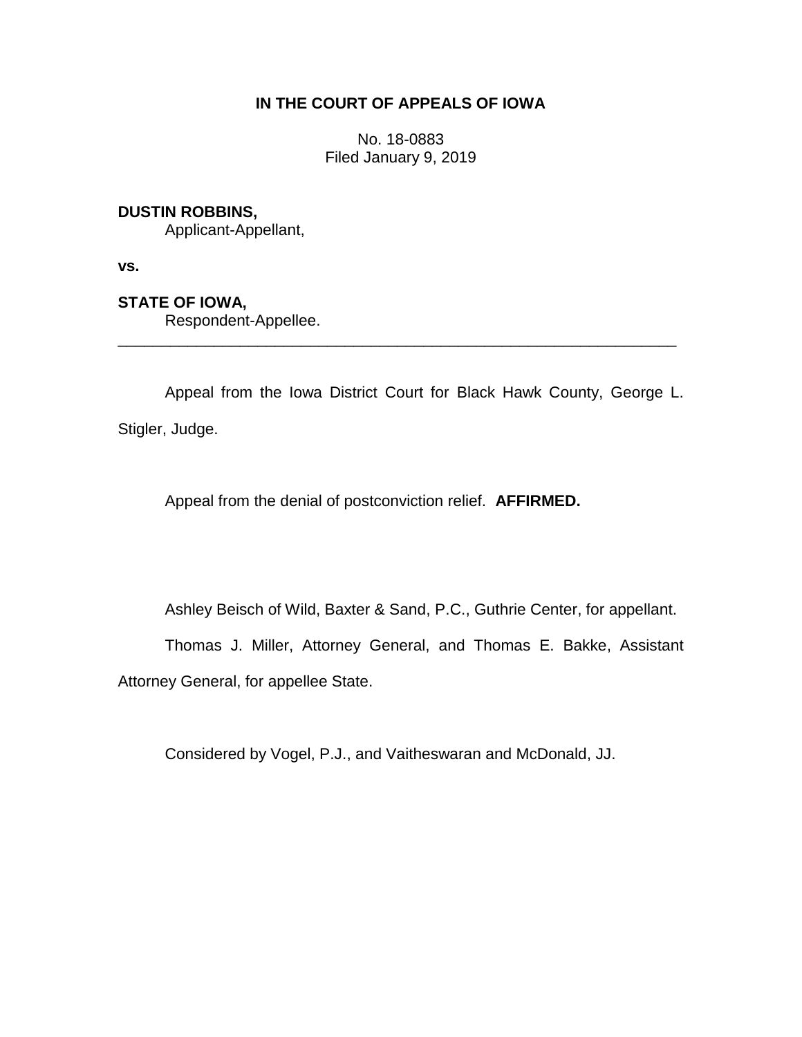**IN THE COURT OF APPEALS OF IOWA**

No. 18-0883
Filed January 9, 2019

**DUSTIN ROBBINS,**
Applicant-Appellant,

**vs.**

**STATE OF IOWA,**
Respondent-Appellee.

---

Appeal from the Iowa District Court for Black Hawk County, George L. Stigler, Judge.

Appeal from the denial of postconviction relief. **AFFIRMED.**

Ashley Beisch of Wild, Baxter & Sand, P.C., Guthrie Center, for appellant.

Thomas J. Miller, Attorney General, and Thomas E. Bakke, Assistant Attorney General, for appellee State.

Considered by Vogel, P.J., and Vaitheswaran and McDonald, JJ.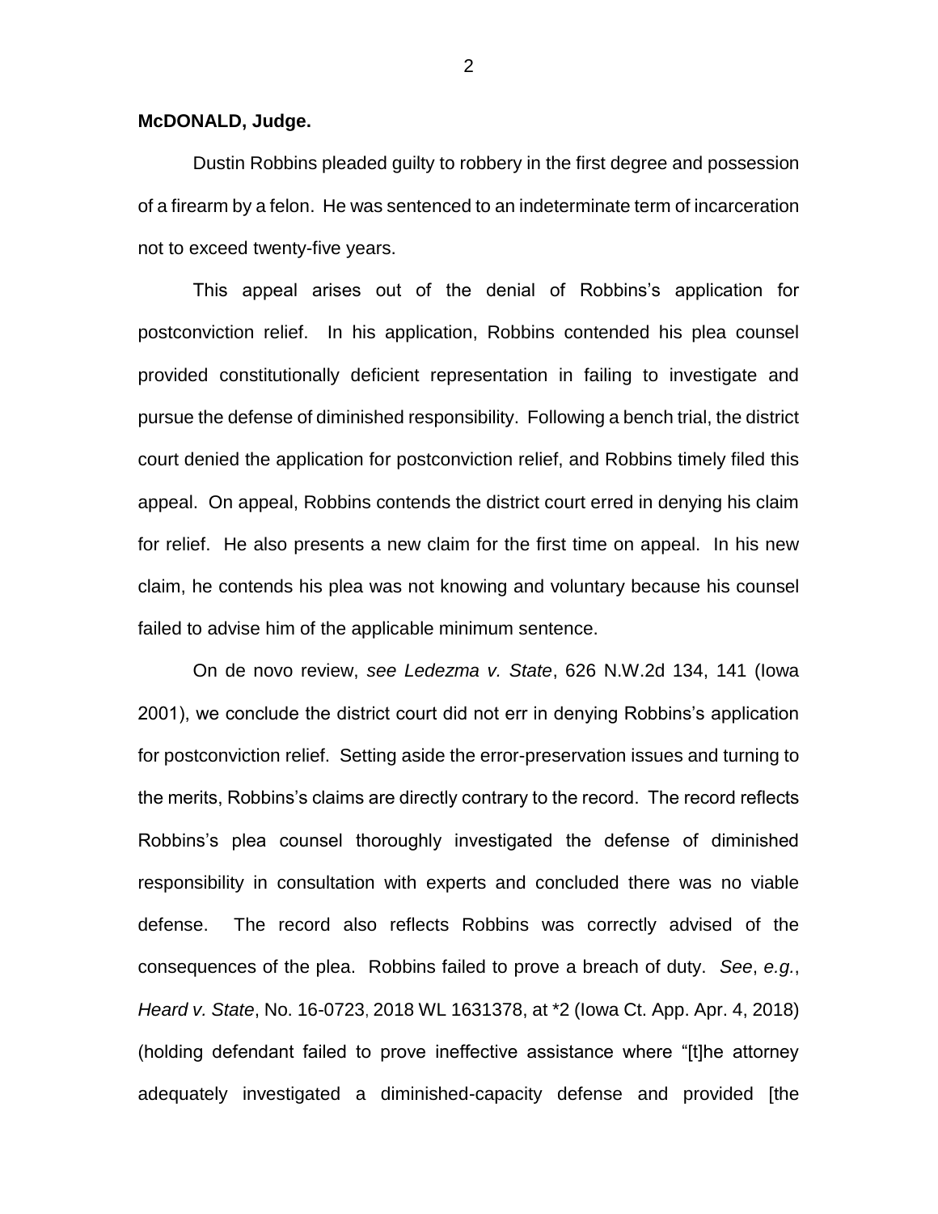**McDONALD, Judge.**

Dustin Robbins pleaded guilty to robbery in the first degree and possession of a firearm by a felon. He was sentenced to an indeterminate term of incarceration not to exceed twenty-five years.

This appeal arises out of the denial of Robbins's application for postconviction relief. In his application, Robbins contended his plea counsel provided constitutionally deficient representation in failing to investigate and pursue the defense of diminished responsibility. Following a bench trial, the district court denied the application for postconviction relief, and Robbins timely filed this appeal. On appeal, Robbins contends the district court erred in denying his claim for relief. He also presents a new claim for the first time on appeal. In his new claim, he contends his plea was not knowing and voluntary because his counsel failed to advise him of the applicable minimum sentence.

On de novo review, *see Ledezma v. State*, 626 N.W.2d 134, 141 (Iowa 2001), we conclude the district court did not err in denying Robbins's application for postconviction relief. Setting aside the error-preservation issues and turning to the merits, Robbins's claims are directly contrary to the record. The record reflects Robbins's plea counsel thoroughly investigated the defense of diminished responsibility in consultation with experts and concluded there was no viable defense. The record also reflects Robbins was correctly advised of the consequences of the plea. Robbins failed to prove a breach of duty. *See*, *e.g.*, *Heard v. State*, No. 16-0723, 2018 WL 1631378, at *2 (Iowa Ct. App. Apr. 4, 2018) (holding defendant failed to prove ineffective assistance where "[t]he attorney adequately investigated a diminished-capacity defense and provided [the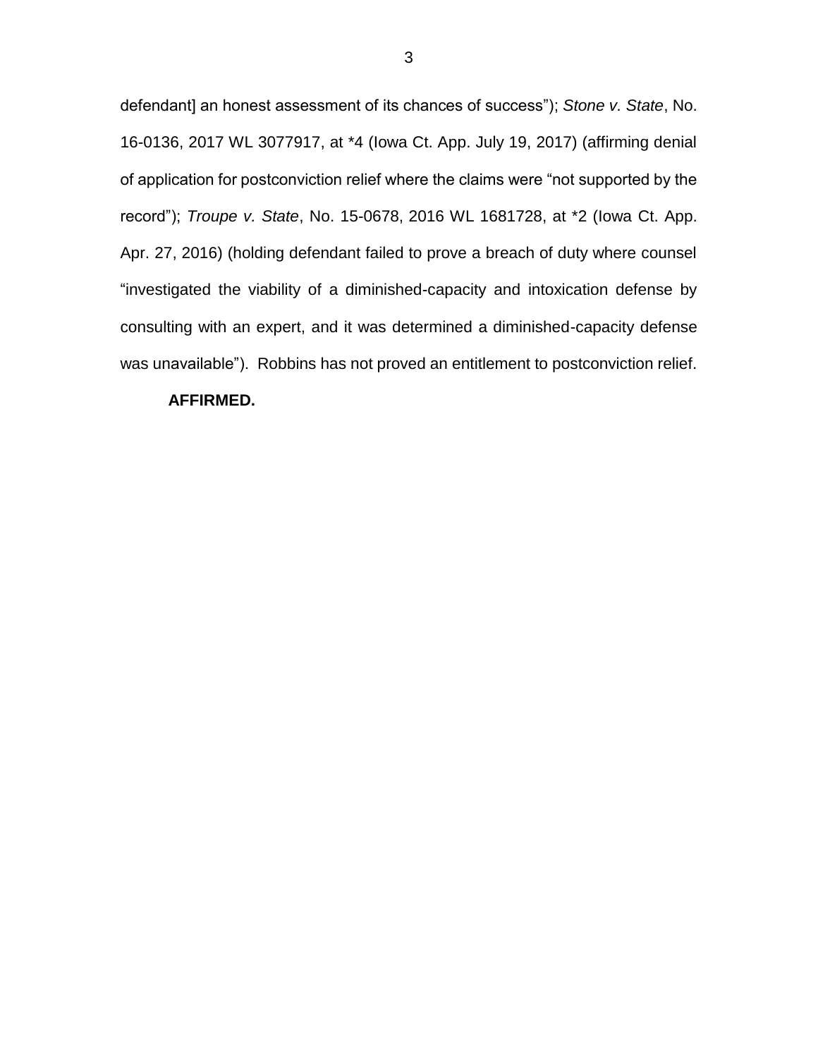defendant] an honest assessment of its chances of success"); *Stone v. State*, No. 16-0136, 2017 WL 3077917, at *4 (Iowa Ct. App. July 19, 2017) (affirming denial of application for postconviction relief where the claims were "not supported by the record"); *Troupe v. State*, No. 15-0678, 2016 WL 1681728, at *2 (Iowa Ct. App. Apr. 27, 2016) (holding defendant failed to prove a breach of duty where counsel "investigated the viability of a diminished-capacity and intoxication defense by consulting with an expert, and it was determined a diminished-capacity defense was unavailable"). Robbins has not proved an entitlement to postconviction relief.

**AFFIRMED.**